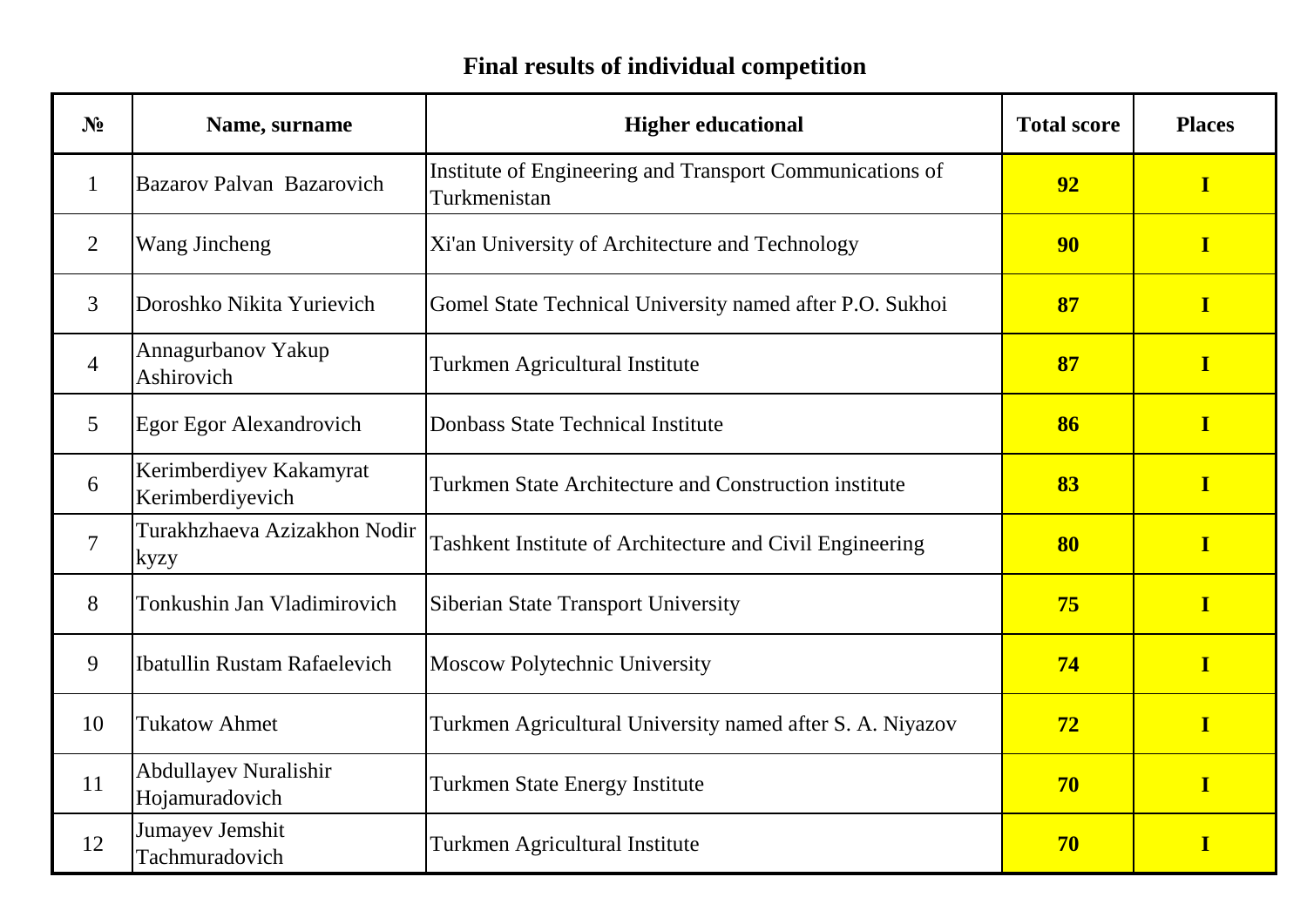# Final results of individual competition

| № | Name, surname | Higher educational | Total score | Places |
|---|---|---|---|---|
| 1 | Bazarov Palvan Bazarovich | Institute of Engineering and Transport Communications of Turkmenistan | **92** | **I** |
| 2 | Wang Jincheng | Xi'an University of Architecture and Technology | **90** | **I** |
| 3 | Doroshko Nikita Yurievich | Gomel State Technical University named after P.O. Sukhoi | **87** | **I** |
| 4 | Annagurbanov Yakup Ashirovich | Turkmen Agricultural Institute | **87** | **I** |
| 5 | Egor Egor Alexandrovich | Donbass State Technical Institute | **86** | **I** |
| 6 | Kerimberdiyev Kakamyrat Kerimberdiyevich | Turkmen State Architecture and Construction institute | **83** | **I** |
| 7 | Turakhzhaeva Azizakhon Nodir kyzy | Tashkent Institute of Architecture and Civil Engineering | **80** | **I** |
| 8 | Tonkushin Jan Vladimirovich | Siberian State Transport University | **75** | **I** |
| 9 | Ibatullin Rustam Rafaelevich | Moscow Polytechnic University | **74** | **I** |
| 10 | Tukatow Ahmet | Turkmen Agricultural University named after S. A. Niyazov | **72** | **I** |
| 11 | Abdullayev Nuralishir Hojamuradovich | Turkmen State Energy Institute | **70** | **I** |
| 12 | Jumayev Jemshit Tachmuradovich | Turkmen Agricultural Institute | **70** | **I** |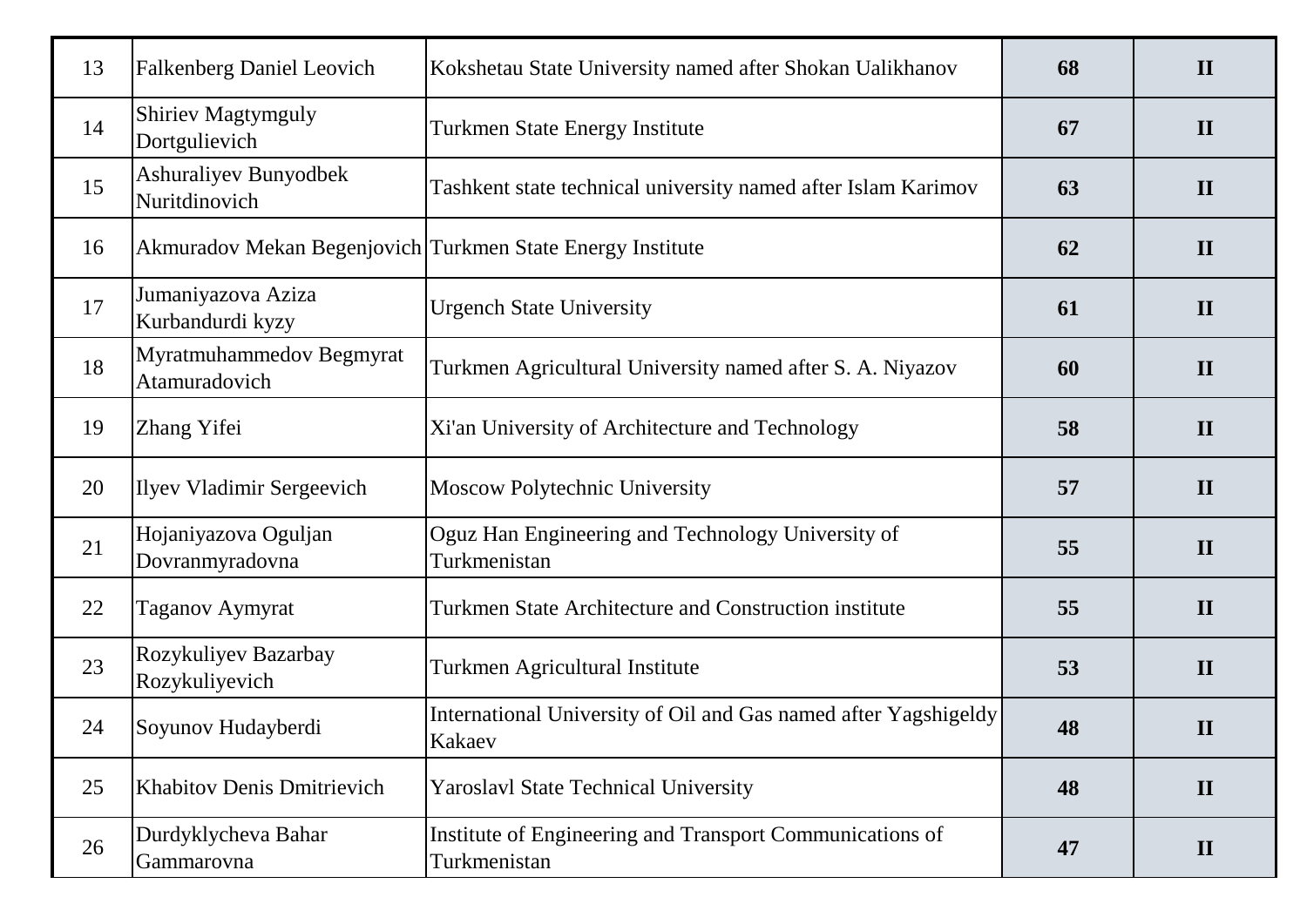| | | | | |
|---|---|---|---|---|
| 13 | Falkenberg Daniel Leovich | Kokshetau State University named after Shokan Ualikhanov | **68** | **II** |
| 14 | Shiriev Magtymguly Dortgulievich | Turkmen State Energy Institute | **67** | **II** |
| 15 | Ashuraliyev Bunyodbek Nuritdinovich | Tashkent state technical university named after Islam Karimov | **63** | **II** |
| 16 | Akmuradov Mekan Begenjovich | Turkmen State Energy Institute | **62** | **II** |
| 17 | Jumaniyazova Aziza Kurbandurdi kyzy | Urgench State University | **61** | **II** |
| 18 | Myratmuhammedov Begmyrat Atamuradovich | Turkmen Agricultural University named after S. A. Niyazov | **60** | **II** |
| 19 | Zhang Yifei | Xi'an University of Architecture and Technology | **58** | **II** |
| 20 | Ilyev Vladimir Sergeevich | Moscow Polytechnic University | **57** | **II** |
| 21 | Hojaniyazova Oguljan Dovranmyradovna | Oguz Han Engineering and Technology University of Turkmenistan | **55** | **II** |
| 22 | Taganov Aymyrat | Turkmen State Architecture and Construction institute | **55** | **II** |
| 23 | Rozykuliyev Bazarbay Rozykuliyevich | Turkmen Agricultural Institute | **53** | **II** |
| 24 | Soyunov Hudayberdi | International University of Oil and Gas named after Yagshigeldy Kakaev | **48** | **II** |
| 25 | Khabitov Denis Dmitrievich | Yaroslavl State Technical University | **48** | **II** |
| 26 | Durdyklycheva Bahar Gammarovna | Institute of Engineering and Transport Communications of Turkmenistan | **47** | **II** |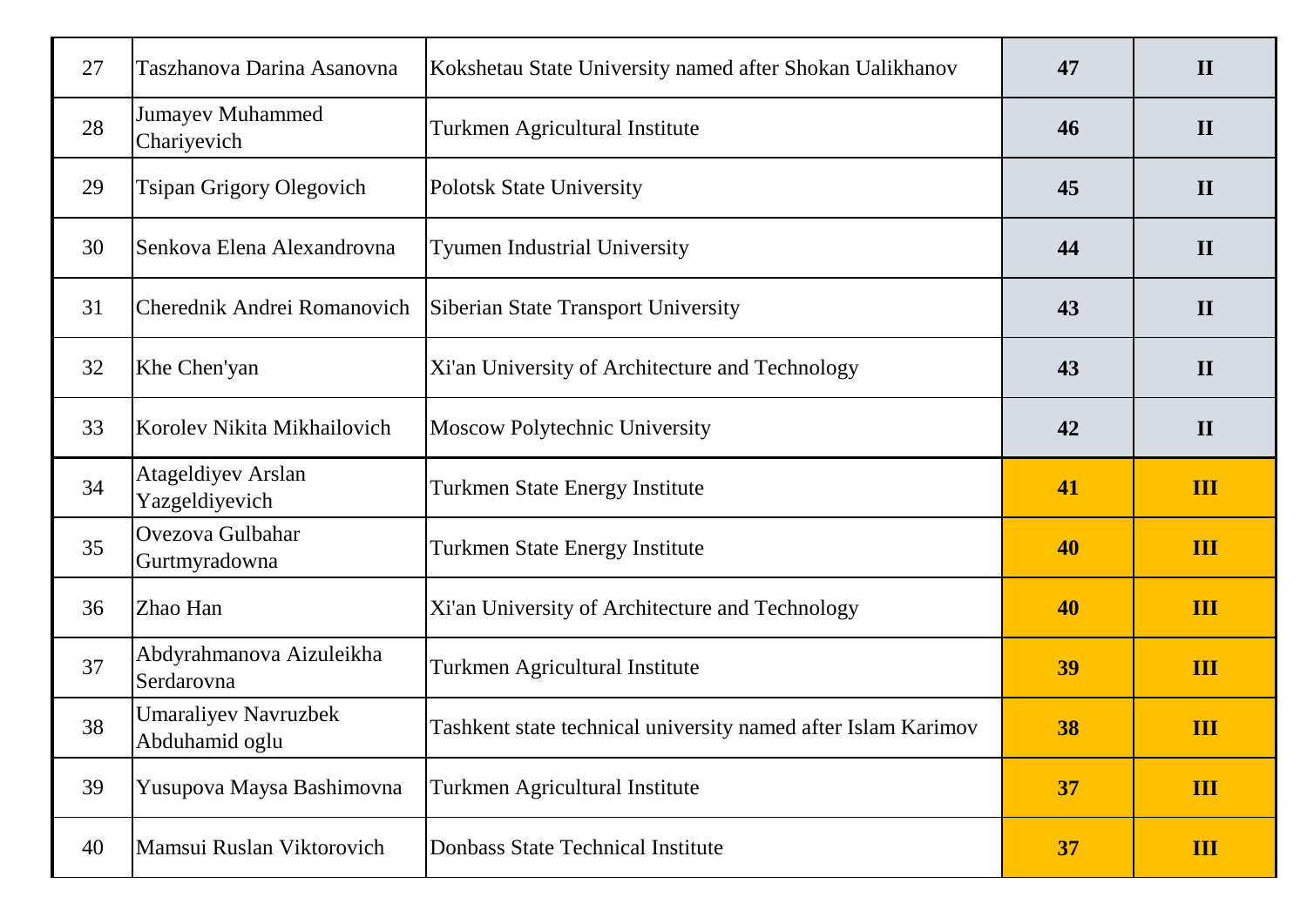| | | | | |
|---|---|---|---|---|
| 27 | Taszhanova Darina Asanovna | Kokshetau State University named after Shokan Ualikhanov | **47** | **II** |
| 28 | Jumayev Muhammed Chariyevich | Turkmen Agricultural Institute | **46** | **II** |
| 29 | Tsipan Grigory Olegovich | Polotsk State University | **45** | **II** |
| 30 | Senkova Elena Alexandrovna | Tyumen Industrial University | **44** | **II** |
| 31 | Cherednik Andrei Romanovich | Siberian State Transport University | **43** | **II** |
| 32 | Khe Chen'yan | Xi'an University of Architecture and Technology | **43** | **II** |
| 33 | Korolev Nikita Mikhailovich | Moscow Polytechnic University | **42** | **II** |
| 34 | Atageldiyev Arslan Yazgeldiyevich | Turkmen State Energy Institute | **41** | **III** |
| 35 | Ovezova Gulbahar Gurtmyradowna | Turkmen State Energy Institute | **40** | **III** |
| 36 | Zhao Han | Xi'an University of Architecture and Technology | **40** | **III** |
| 37 | Abdyrahmanova Aizuleikha Serdarovna | Turkmen Agricultural Institute | **39** | **III** |
| 38 | Umaraliyev Navruzbek Abduhamid oglu | Tashkent state technical university named after Islam Karimov | **38** | **III** |
| 39 | Yusupova Maysa Bashimovna | Turkmen Agricultural Institute | **37** | **III** |
| 40 | Mamsui Ruslan Viktorovich | Donbass State Technical Institute | **37** | **III** |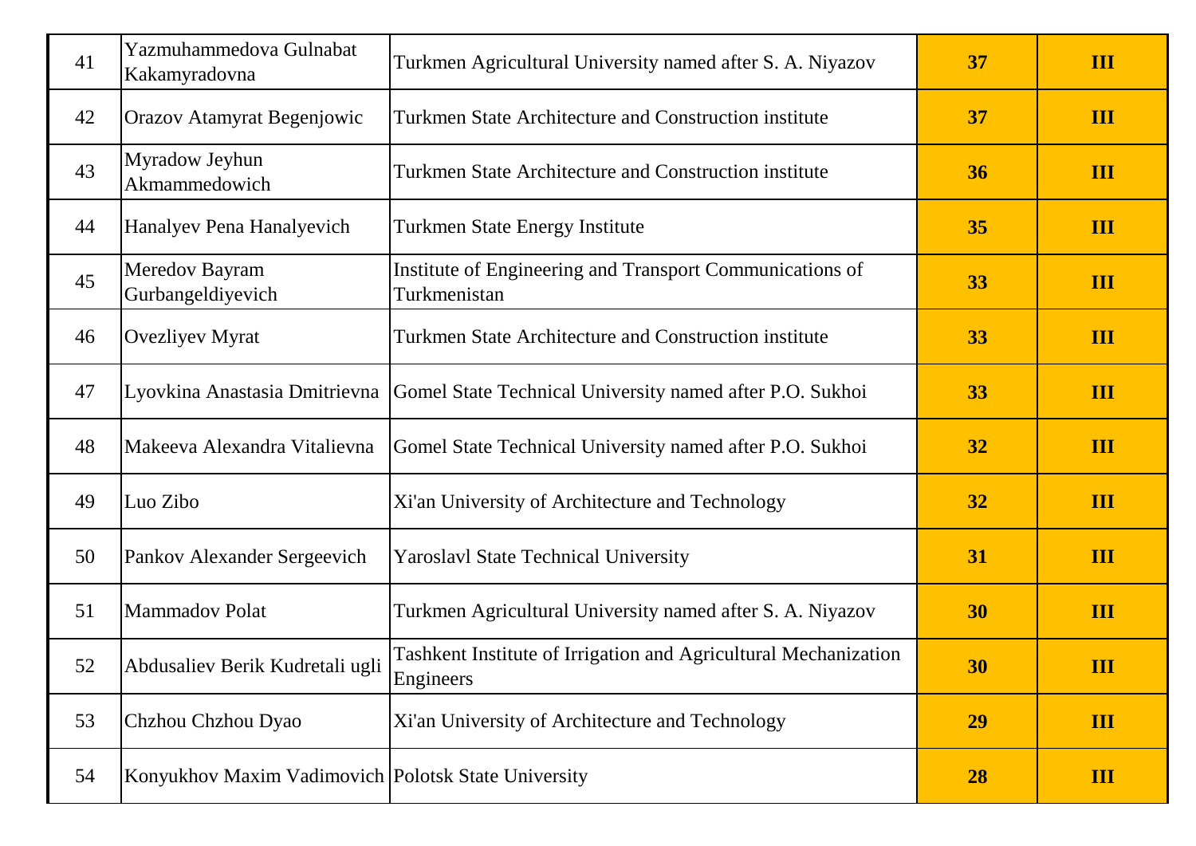| | | | | |
|---|---|---|---|---|
| 41 | Yazmuhammedova Gulnabat Kakamyradovna | Turkmen Agricultural University named after S. A. Niyazov | **37** | **III** |
| 42 | Orazov Atamyrat Begenjowic | Turkmen State Architecture and Construction institute | **37** | **III** |
| 43 | Myradow Jeyhun Akmammedowich | Turkmen State Architecture and Construction institute | **36** | **III** |
| 44 | Hanalyev Pena Hanalyevich | Turkmen State Energy Institute | **35** | **III** |
| 45 | Meredov Bayram Gurbangeldiyevich | Institute of Engineering and Transport Communications of Turkmenistan | **33** | **III** |
| 46 | Ovezliyev Myrat | Turkmen State Architecture and Construction institute | **33** | **III** |
| 47 | Lyovkina Anastasia Dmitrievna | Gomel State Technical University named after P.O. Sukhoi | **33** | **III** |
| 48 | Makeeva Alexandra Vitalievna | Gomel State Technical University named after P.O. Sukhoi | **32** | **III** |
| 49 | Luo Zibo | Xi'an University of Architecture and Technology | **32** | **III** |
| 50 | Pankov Alexander Sergeevich | Yaroslavl State Technical University | **31** | **III** |
| 51 | Mammadov Polat | Turkmen Agricultural University named after S. A. Niyazov | **30** | **III** |
| 52 | Abdusaliev Berik Kudretali ugli | Tashkent Institute of Irrigation and Agricultural Mechanization Engineers | **30** | **III** |
| 53 | Chzhou Chzhou Dyao | Xi'an University of Architecture and Technology | **29** | **III** |
| 54 | Konyukhov Maxim Vadimovich | Polotsk State University | **28** | **III** |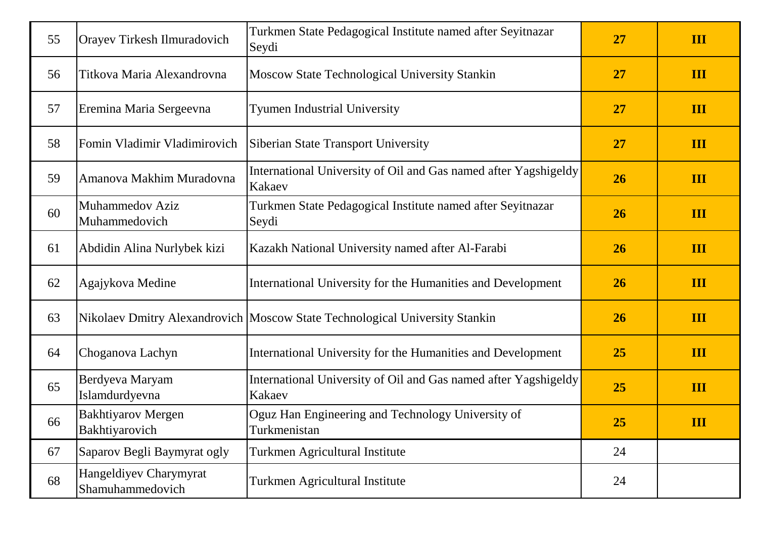| 55 | Orayev Tirkesh Ilmuradovich | Turkmen State Pedagogical Institute named after Seyitnazar Seydi | **27** | **III** |
|---|---|---|---|---|
| 56 | Titkova Maria Alexandrovna | Moscow State Technological University Stankin | **27** | **III** |
| 57 | Eremina Maria Sergeevna | Tyumen Industrial University | **27** | **III** |
| 58 | Fomin Vladimir Vladimirovich | Siberian State Transport University | **27** | **III** |
| 59 | Amanova Makhim Muradovna | International University of Oil and Gas named after Yagshigeldy Kakaev | **26** | **III** |
| 60 | Muhammedov Aziz Muhammedovich | Turkmen State Pedagogical Institute named after Seyitnazar Seydi | **26** | **III** |
| 61 | Abdidin Alina Nurlybek kizi | Kazakh National University named after Al-Farabi | **26** | **III** |
| 62 | Agajykova Medine | International University for the Humanities and Development | **26** | **III** |
| 63 | Nikolaev Dmitry Alexandrovich | Moscow State Technological University Stankin | **26** | **III** |
| 64 | Choganova Lachyn | International University for the Humanities and Development | **25** | **III** |
| 65 | Berdyeva Maryam Islamdurdyevna | International University of Oil and Gas named after Yagshigeldy Kakaev | **25** | **III** |
| 66 | Bakhtiyarov Mergen Bakhtiyarovich | Oguz Han Engineering and Technology University of Turkmenistan | **25** | **III** |
| 67 | Saparov Begli Baymyrat ogly | Turkmen Agricultural Institute | 24 | |
| 68 | Hangeldiyev Charymyrat Shamuhammedovich | Turkmen Agricultural Institute | 24 | |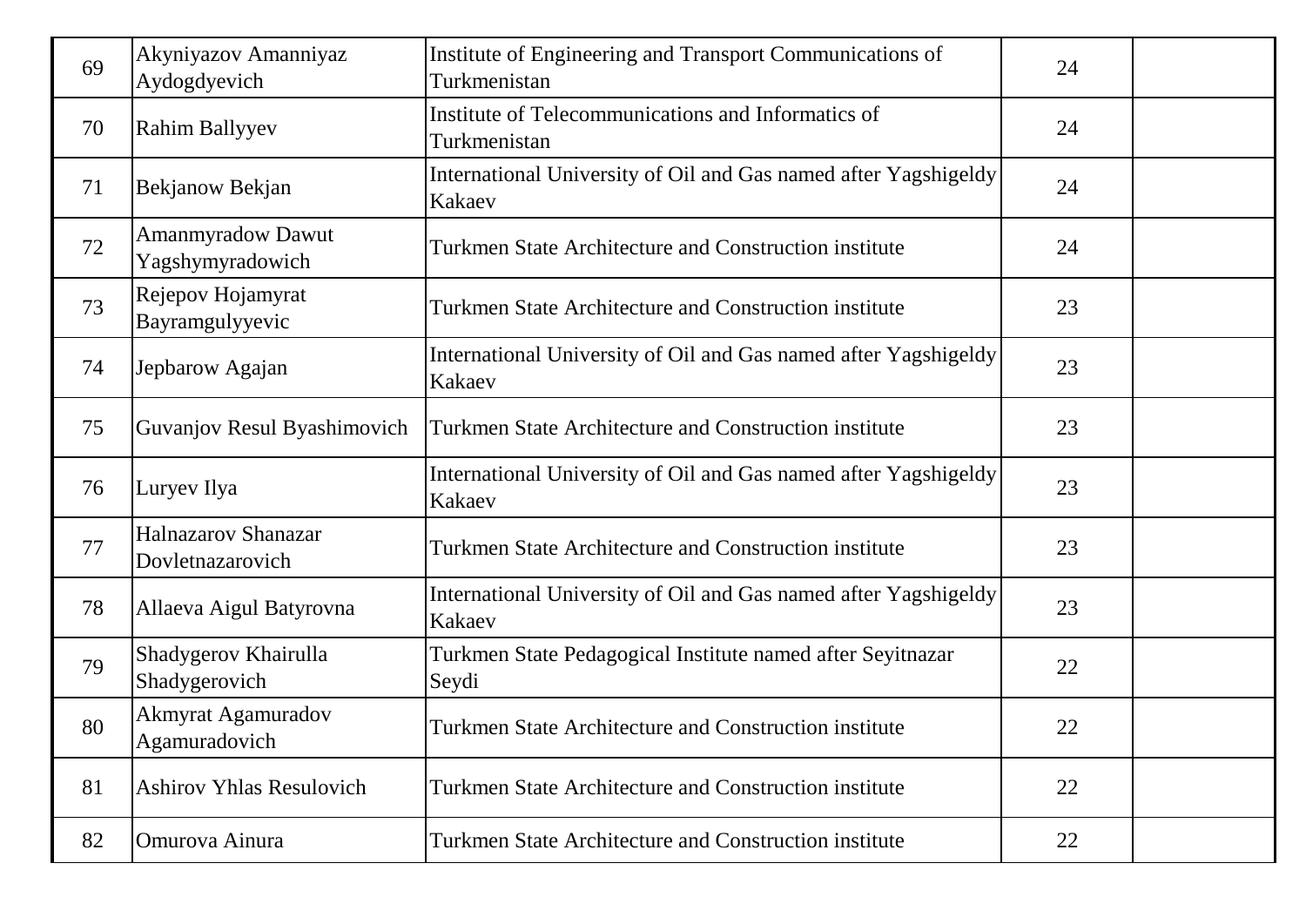| | | | | |
|---|---|---|---|---|
| 69 | Akyniyazov Amanniyaz Aydogdyevich | Institute of Engineering and Transport Communications of Turkmenistan | 24 | |
| 70 | Rahim Ballyyev | Institute of Telecommunications and Informatics of Turkmenistan | 24 | |
| 71 | Bekjanow Bekjan | International University of Oil and Gas named after Yagshigeldy Kakaev | 24 | |
| 72 | Amanmyradow Dawut Yagshymyradowich | Turkmen State Architecture and Construction institute | 24 | |
| 73 | Rejepov Hojamyrat Bayramgulyyevic | Turkmen State Architecture and Construction institute | 23 | |
| 74 | Jepbarow Agajan | International University of Oil and Gas named after Yagshigeldy Kakaev | 23 | |
| 75 | Guvanjov Resul Byashimovich | Turkmen State Architecture and Construction institute | 23 | |
| 76 | Luryev Ilya | International University of Oil and Gas named after Yagshigeldy Kakaev | 23 | |
| 77 | Halnazarov Shanazar Dovletnazarovich | Turkmen State Architecture and Construction institute | 23 | |
| 78 | Allaeva Aigul Batyrovna | International University of Oil and Gas named after Yagshigeldy Kakaev | 23 | |
| 79 | Shadygerov Khairulla Shadygerovich | Turkmen State Pedagogical Institute named after Seyitnazar Seydi | 22 | |
| 80 | Akmyrat Agamuradov Agamuradovich | Turkmen State Architecture and Construction institute | 22 | |
| 81 | Ashirov Yhlas Resulovich | Turkmen State Architecture and Construction institute | 22 | |
| 82 | Omurova Ainura | Turkmen State Architecture and Construction institute | 22 | |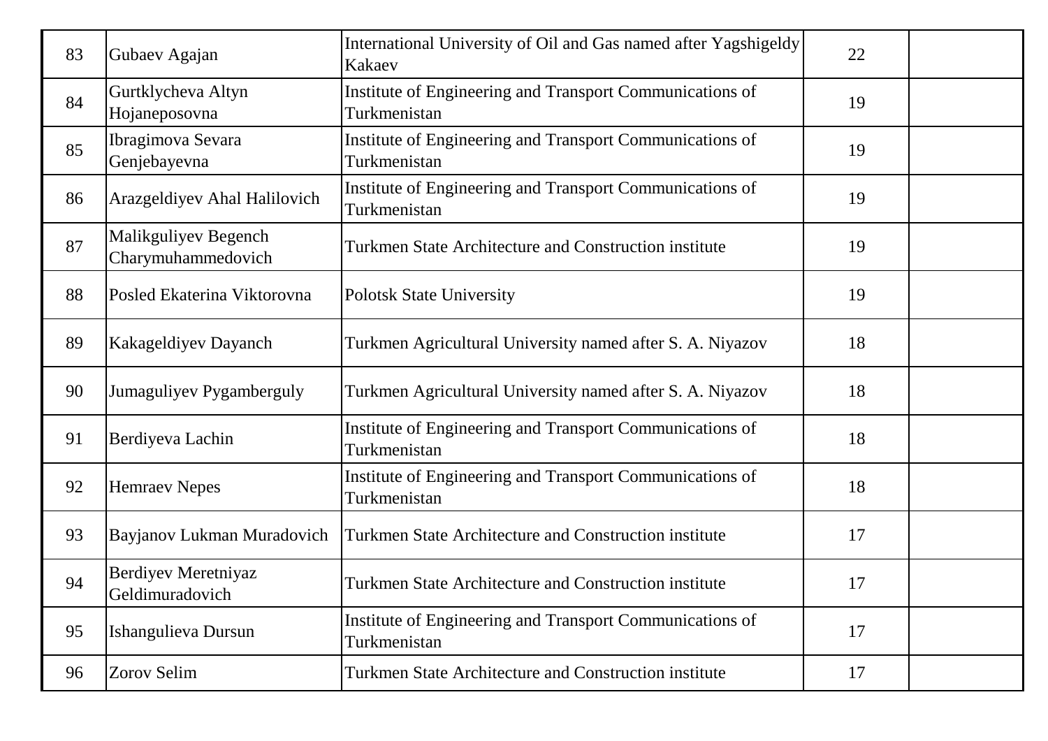| | | | | |
|---|---|---|---|---|
| 83 | Gubaev Agajan | International University of Oil and Gas named after Yagshigeldy Kakaev | 22 | |
| 84 | Gurtklycheva Altyn Hojaneposovna | Institute of Engineering and Transport Communications of Turkmenistan | 19 | |
| 85 | Ibragimova Sevara Genjebayevna | Institute of Engineering and Transport Communications of Turkmenistan | 19 | |
| 86 | Arazgeldiyev Ahal Halilovich | Institute of Engineering and Transport Communications of Turkmenistan | 19 | |
| 87 | Malikguliyev Begench Charymuhammedovich | Turkmen State Architecture and Construction institute | 19 | |
| 88 | Posled Ekaterina Viktorovna | Polotsk State University | 19 | |
| 89 | Kakageldiyev Dayanch | Turkmen Agricultural University named after S. A. Niyazov | 18 | |
| 90 | Jumaguliyev Pygamberguly | Turkmen Agricultural University named after S. A. Niyazov | 18 | |
| 91 | Berdiyeva Lachin | Institute of Engineering and Transport Communications of Turkmenistan | 18 | |
| 92 | Hemraev Nepes | Institute of Engineering and Transport Communications of Turkmenistan | 18 | |
| 93 | Bayjanov Lukman Muradovich | Turkmen State Architecture and Construction institute | 17 | |
| 94 | Berdiyev Meretniyaz Geldimuradovich | Turkmen State Architecture and Construction institute | 17 | |
| 95 | Ishangulieva Dursun | Institute of Engineering and Transport Communications of Turkmenistan | 17 | |
| 96 | Zorov Selim | Turkmen State Architecture and Construction institute | 17 | |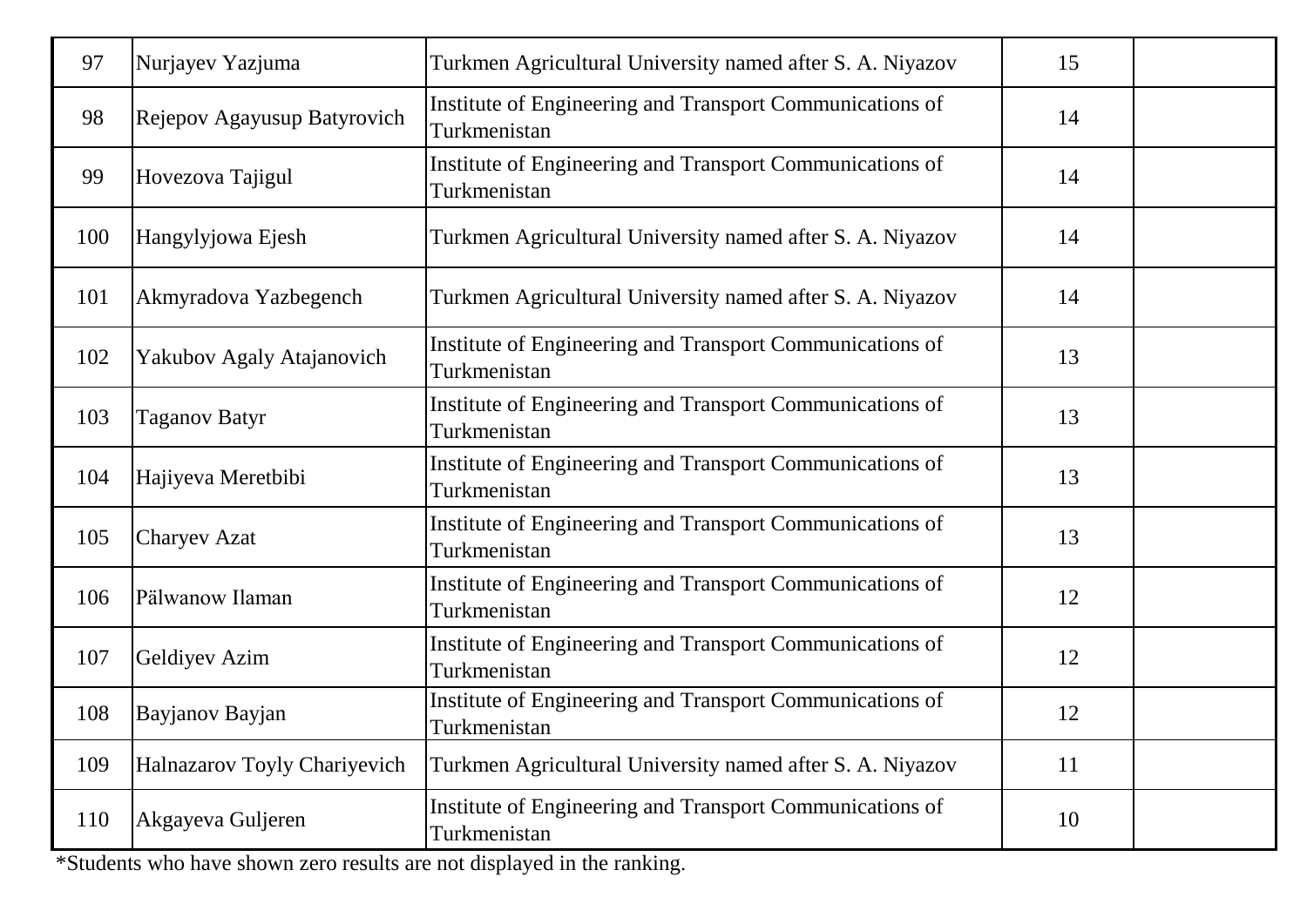| | | | | |
|---|---|---|---|---|
| 97 | Nurjayev Yazjuma | Turkmen Agricultural University named after S. A. Niyazov | 15 | |
| 98 | Rejepov Agayusup Batyrovich | Institute of Engineering and Transport Communications of Turkmenistan | 14 | |
| 99 | Hovezova Tajigul | Institute of Engineering and Transport Communications of Turkmenistan | 14 | |
| 100 | Hangylyjowa Ejesh | Turkmen Agricultural University named after S. A. Niyazov | 14 | |
| 101 | Akmyradova Yazbegench | Turkmen Agricultural University named after S. A. Niyazov | 14 | |
| 102 | Yakubov Agaly Atajanovich | Institute of Engineering and Transport Communications of Turkmenistan | 13 | |
| 103 | Taganov Batyr | Institute of Engineering and Transport Communications of Turkmenistan | 13 | |
| 104 | Hajiyeva Meretbibi | Institute of Engineering and Transport Communications of Turkmenistan | 13 | |
| 105 | Charyev Azat | Institute of Engineering and Transport Communications of Turkmenistan | 13 | |
| 106 | Pälwanow Ilaman | Institute of Engineering and Transport Communications of Turkmenistan | 12 | |
| 107 | Geldiyev Azim | Institute of Engineering and Transport Communications of Turkmenistan | 12 | |
| 108 | Bayjanov Bayjan | Institute of Engineering and Transport Communications of Turkmenistan | 12 | |
| 109 | Halnazarov Toyly Chariyevich | Turkmen Agricultural University named after S. A. Niyazov | 11 | |
| 110 | Akgayeva Guljeren | Institute of Engineering and Transport Communications of Turkmenistan | 10 | |

*Students who have shown zero results are not displayed in the ranking.